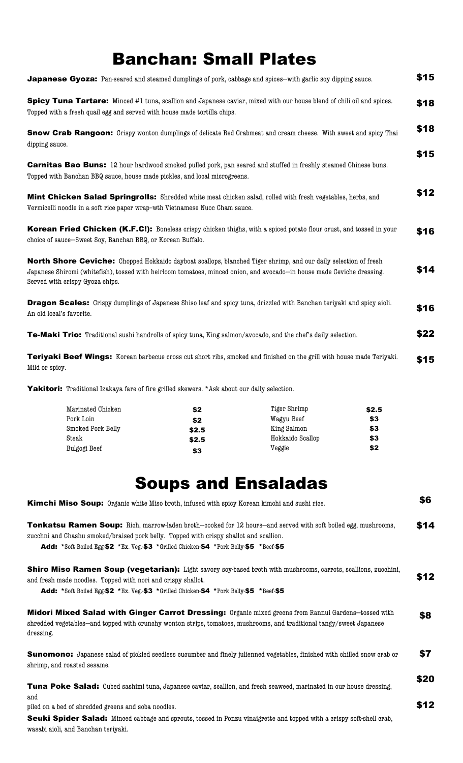# Banchan: Small Plates

**Japanese Gyoza:** Pan-seared and steamed dumplings of pork, cabbage and spices—with garlic soy dipping sauce. **$15**

**Spicy Tuna Tartare:** Minced #1 tuna, scallion and Japanese caviar, mixed with our house blend of chili oil and spices. Topped with a fresh quail egg and served with house made tortilla chips. **$18**

**Snow Crab Rangoon:** Crispy wonton dumplings of delicate Red Crabmeat and cream cheese. With sweet and spicy Thai dipping sauce. **$18**

**Carnitas Bao Buns:** 12 hour hardwood smoked pulled pork, pan seared and stuffed in freshly steamed Chinese buns. Topped with Banchan BBQ sauce, house made pickles, and local microgreens. **$15**

**Mint Chicken Salad Springrolls:** Shredded white meat chicken salad, rolled with fresh vegetables, herbs, and Vermicelli noodle in a soft rice paper wrap–wth Vietnamese Nuoc Cham sauce. **$12**

**Korean Fried Chicken (K.F.C!):** Boneless crispy chicken thighs, with a spiced potato flour crust, and tossed in your choice of sauce—Sweet Soy, Banchan BBQ, or Korean Buffalo. **$16**

**North Shore Ceviche:** Chopped Hokkaido dayboat scallops, blanched Tiger shrimp, and our daily selection of fresh Japanese Shiromi (whitefish), tossed with heirloom tomatoes, minced onion, and avocado—in house made Ceviche dressing. Served with crispy Gyoza chips. **$14**

**Dragon Scales:** Crispy dumplings of Japanese Shiso leaf and spicy tuna, drizzled with Banchan teriyaki and spicy aioli. An old local's favorite. **$16**

**Te-Maki Trio:** Traditional sushi handrolls of spicy tuna, King salmon/avocado, and the chef's daily selection. **$22**

**Teriyaki Beef Wings:** Korean barbecue cross cut short ribs, smoked and finished on the grill with house made Teriyaki. Mild or spicy. **$15**

**Yakitori:** Traditional Izakaya fare of fire grilled skewers. *Ask about our daily selection.

| | | | |
|---|---|---|---|
| Marinated Chicken | **$2** | Tiger Shrimp | **$2.5** |
| Pork Loin | **$2** | Wagyu Beef | **$3** |
| Smoked Pork Belly | **$2.5** | King Salmon | **$3** |
| Steak | **$2.5** | Hokkaido Scallop | **$3** |
| Bulgogi Beef | **$3** | Veggie | **$2** |

# Soups and Ensaladas

**Kimchi Miso Soup:** Organic white Miso broth, infused with spicy Korean kimchi and sushi rice. **$6**

**Tonkatsu Ramen Soup:** Rich, marrow-laden broth—cooked for 12 hours—and served with soft boiled egg, mushrooms, zucchini and Chashu smoked/braised pork belly. Topped with crispy shallot and scallion. **$14**
**Add:** *Soft Boiled Egg-**$2** *Ex. Veg.-**$3** *Grilled Chicken-**$4** *Pork Belly-**$5** *Beef-**$5**

**Shiro Miso Ramen Soup (vegetarian):** Light savory soy-based broth with mushrooms, carrots, scallions, zucchini, and fresh made noodles. Topped with nori and crispy shallot. **$12**
**Add:** *Soft Boiled Egg-**$2** *Ex. Veg.-**$3** *Grilled Chicken-**$4** *Pork Belly-**$5** *Beef-**$5**

**Midori Mixed Salad with Ginger Carrot Dressing:** Organic mixed greens from Rannui Gardens—tossed with shredded vegetables—and topped with crunchy wonton strips, tomatoes, mushrooms, and traditional tangy/sweet Japanese dressing. **$8**

**Sunomono:** Japanese salad of pickled seedless cucumber and finely julienned vegetables, finished with chilled snow crab or shrimp, and roasted sesame. **$7**

**Tuna Poke Salad:** Cubed sashimi tuna, Japanese caviar, scallion, and fresh seaweed, marinated in our house dressing, and
piled on a bed of shredded greens and soba noodles. **$20**

**Seuki Spider Salad:** Minced cabbage and sprouts, tossed in Ponzu vinaigrette and topped with a crispy soft-shell crab, wasabi aioli, and Banchan teriyaki. **$12**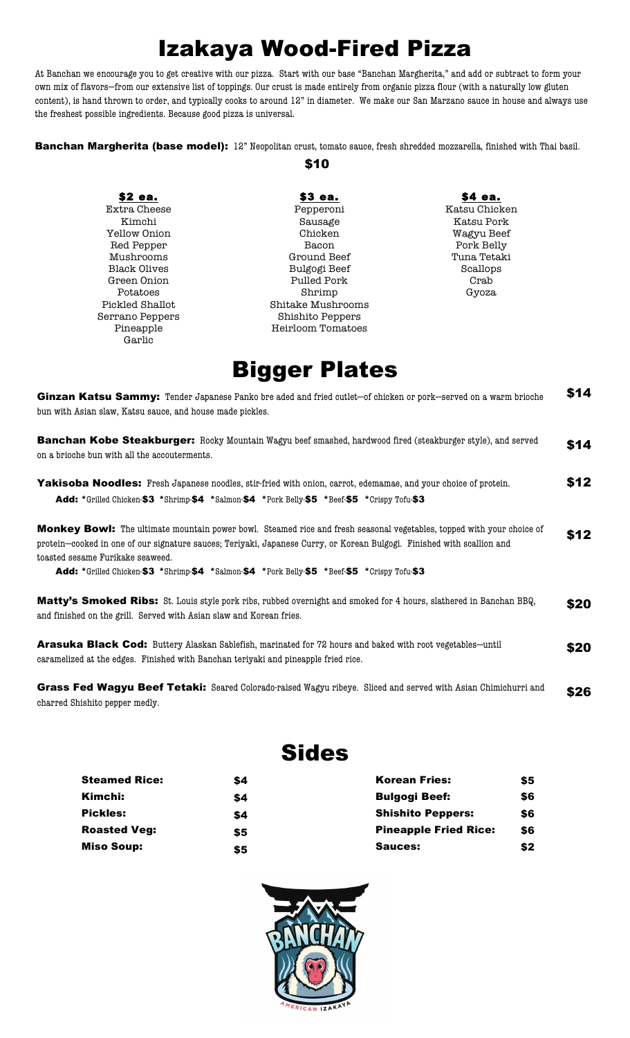# Izakaya Wood-Fired Pizza

At Banchan we encourage you to get creative with our pizza. Start with our base "Banchan Margherita," and add or subtract to form your own mix of flavors—from our extensive list of toppings. Our crust is made entirely from organic pizza flour (with a naturally low gluten content), is hand thrown to order, and typically cooks to around 12" in diameter. We make our San Marzano sauce in house and always use the freshest possible ingredients. Because good pizza is universal.

**Banchan Margherita (base model):** 12" Neopolitan crust, tomato sauce, fresh shredded mozzarella, finished with Thai basil.

**$10**

| $2 ea. | $3 ea. | $4 ea. |
|---|---|---|
| Extra Cheese | Pepperoni | Katsu Chicken |
| Kimchi | Sausage | Katsu Pork |
| Yellow Onion | Chicken | Wagyu Beef |
| Red Pepper | Bacon | Pork Belly |
| Mushrooms | Ground Beef | Tuna Tetaki |
| Black Olives | Bulgogi Beef | Scallops |
| Green Onion | Pulled Pork | Crab |
| Potatoes | Shrimp | Gyoza |
| Pickled Shallot | Shitake Mushrooms | |
| Serrano Peppers | Shishito Peppers | |
| Pineapple | Heirloom Tomatoes | |
| Garlic | | |

# Bigger Plates

**Ginzan Katsu Sammy:** Tender Japanese Panko bre aded and fried cutlet—of chicken or pork—served on a warm brioche bun with Asian slaw, Katsu sauce, and house made pickles. **$14**

**Banchan Kobe Steakburger:** Rocky Mountain Wagyu beef smashed, hardwood fired (steakburger style), and served on a brioche bun with all the accouterments. **$14**

**Yakisoba Noodles:** Fresh Japanese noodles, stir-fried with onion, carrot, edemamae, and your choice of protein. **$12**

**Add:** *Grilled Chicken-**$3** *Shrimp-**$4** *Salmon-**$4** *Pork Belly-**$5** *Beef-**$5** *Crispy Tofu-**$3**

**Monkey Bowl:** The ultimate mountain power bowl. Steamed rice and fresh seasonal vegetables, topped with your choice of protein—cooked in one of our signature sauces; Teriyaki, Japanese Curry, or Korean Bulgogi. Finished with scallion and toasted sesame Furikake seaweed. **$12**

**Add:** *Grilled Chicken-**$3** *Shrimp-**$4** *Salmon-**$4** *Pork Belly-**$5** *Beef-**$5** *Crispy Tofu-**$3**

**Matty's Smoked Ribs:** St. Louis style pork ribs, rubbed overnight and smoked for 4 hours, slathered in Banchan BBQ, and finished on the grill. Served with Asian slaw and Korean fries. **$20**

**Arasuka Black Cod:** Buttery Alaskan Sablefish, marinated for 72 hours and baked with root vegetables—until caramelized at the edges. Finished with Banchan teriyaki and pineapple fried rice. **$20**

**Grass Fed Wagyu Beef Tetaki:** Seared Colorado-raised Wagyu ribeye. Sliced and served with Asian Chimichurri and charred Shishito pepper medly. **$26**

# Sides

| | | | |
|---|---|---|---|
| **Steamed Rice:** | **$4** | **Korean Fries:** | **$5** |
| **Kimchi:** | **$4** | **Bulgogi Beef:** | **$6** |
| **Pickles:** | **$4** | **Shishito Peppers:** | **$6** |
| **Roasted Veg:** | **$5** | **Pineapple Fried Rice:** | **$6** |
| **Miso Soup:** | **$5** | **Sauces:** | **$2** |

BANCHAN
AMERICAN IZAKAYA